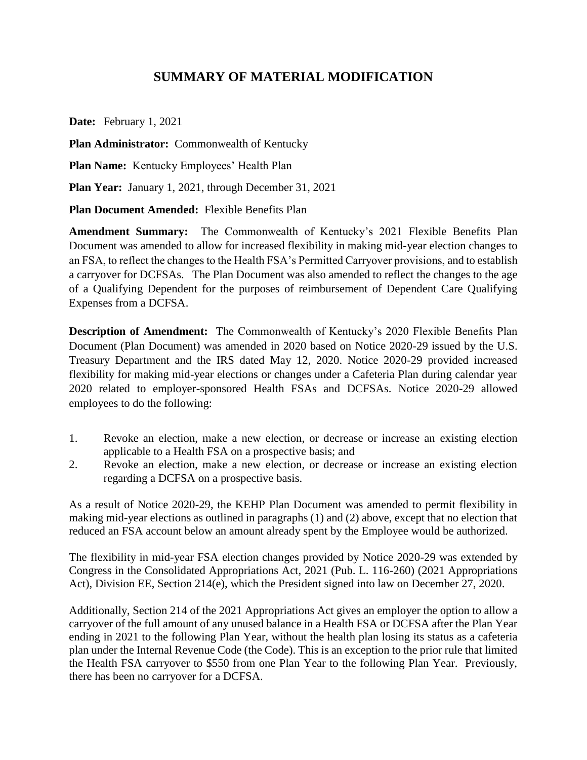# SUMMARY OF MATERIAL MODIFICATION

**Date:** February 1, 2021

**Plan Administrator:** Commonwealth of Kentucky

**Plan Name:** Kentucky Employees' Health Plan

**Plan Year:** January 1, 2021, through December 31, 2021

**Plan Document Amended:** Flexible Benefits Plan

**Amendment Summary:** The Commonwealth of Kentucky's 2021 Flexible Benefits Plan Document was amended to allow for increased flexibility in making mid-year election changes to an FSA, to reflect the changes to the Health FSA's Permitted Carryover provisions, and to establish a carryover for DCFSAs. The Plan Document was also amended to reflect the changes to the age of a Qualifying Dependent for the purposes of reimbursement of Dependent Care Qualifying Expenses from a DCFSA.

**Description of Amendment:** The Commonwealth of Kentucky's 2020 Flexible Benefits Plan Document (Plan Document) was amended in 2020 based on Notice 2020-29 issued by the U.S. Treasury Department and the IRS dated May 12, 2020. Notice 2020-29 provided increased flexibility for making mid-year elections or changes under a Cafeteria Plan during calendar year 2020 related to employer-sponsored Health FSAs and DCFSAs. Notice 2020-29 allowed employees to do the following:

1. Revoke an election, make a new election, or decrease or increase an existing election applicable to a Health FSA on a prospective basis; and
2. Revoke an election, make a new election, or decrease or increase an existing election regarding a DCFSA on a prospective basis.

As a result of Notice 2020-29, the KEHP Plan Document was amended to permit flexibility in making mid-year elections as outlined in paragraphs (1) and (2) above, except that no election that reduced an FSA account below an amount already spent by the Employee would be authorized.

The flexibility in mid-year FSA election changes provided by Notice 2020-29 was extended by Congress in the Consolidated Appropriations Act, 2021 (Pub. L. 116-260) (2021 Appropriations Act), Division EE, Section 214(e), which the President signed into law on December 27, 2020.

Additionally, Section 214 of the 2021 Appropriations Act gives an employer the option to allow a carryover of the full amount of any unused balance in a Health FSA or DCFSA after the Plan Year ending in 2021 to the following Plan Year, without the health plan losing its status as a cafeteria plan under the Internal Revenue Code (the Code). This is an exception to the prior rule that limited the Health FSA carryover to $550 from one Plan Year to the following Plan Year. Previously, there has been no carryover for a DCFSA.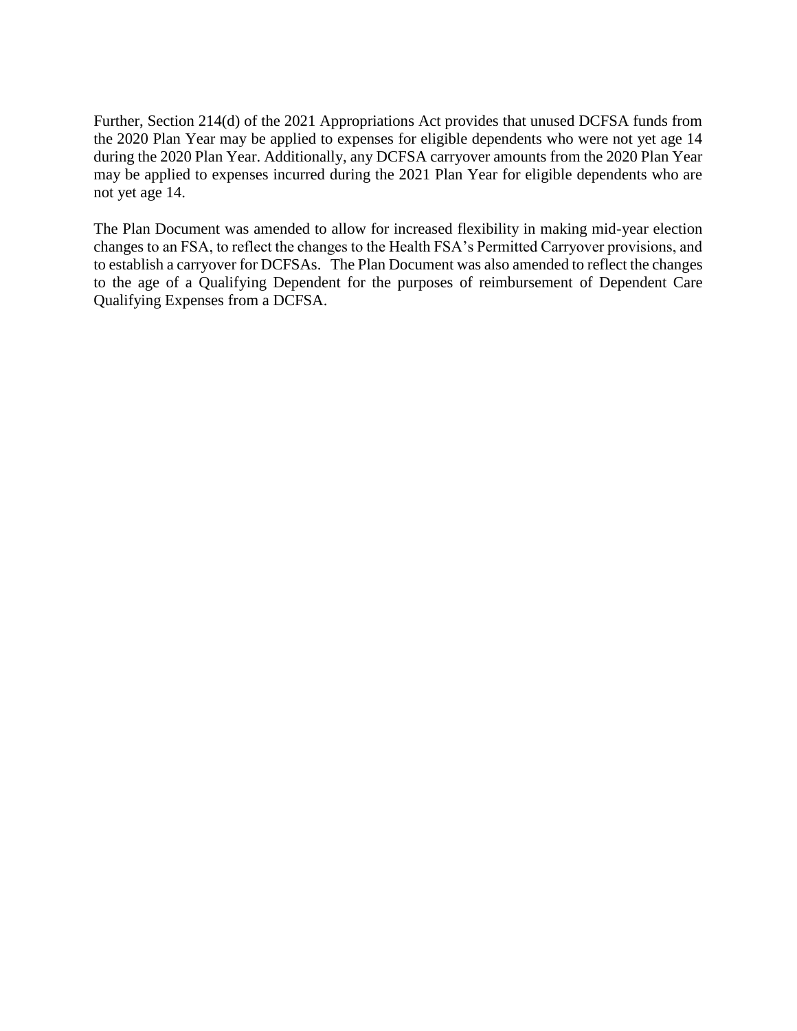Further, Section 214(d) of the 2021 Appropriations Act provides that unused DCFSA funds from the 2020 Plan Year may be applied to expenses for eligible dependents who were not yet age 14 during the 2020 Plan Year. Additionally, any DCFSA carryover amounts from the 2020 Plan Year may be applied to expenses incurred during the 2021 Plan Year for eligible dependents who are not yet age 14.

The Plan Document was amended to allow for increased flexibility in making mid-year election changes to an FSA, to reflect the changes to the Health FSA's Permitted Carryover provisions, and to establish a carryover for DCFSAs. The Plan Document was also amended to reflect the changes to the age of a Qualifying Dependent for the purposes of reimbursement of Dependent Care Qualifying Expenses from a DCFSA.